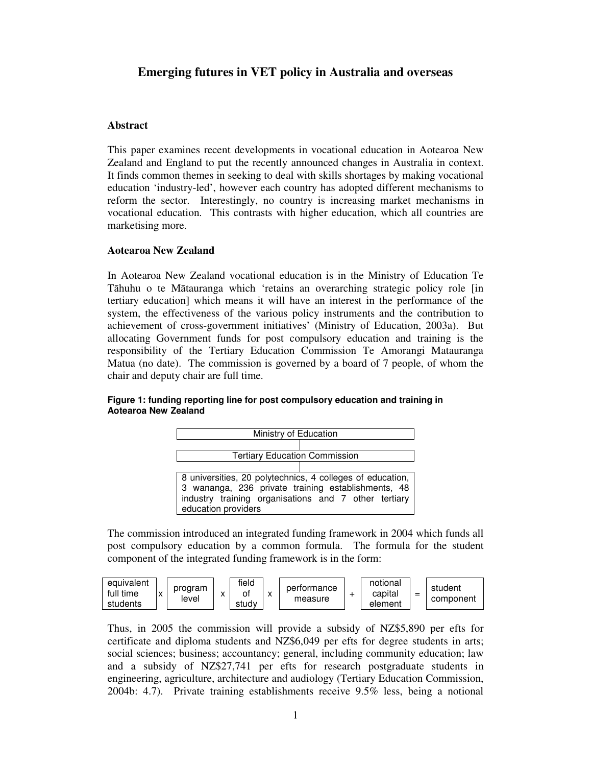# Emerging futures in VET policy in Australia and overseas

## Abstract

This paper examines recent developments in vocational education in Aotearoa New Zealand and England to put the recently announced changes in Australia in context. It finds common themes in seeking to deal with skills shortages by making vocational education 'industry-led', however each country has adopted different mechanisms to reform the sector. Interestingly, no country is increasing market mechanisms in vocational education. This contrasts with higher education, which all countries are marketising more.

## Aotearoa New Zealand

In Aotearoa New Zealand vocational education is in the Ministry of Education Te Tāhuhu o te Mātauranga which 'retains an overarching strategic policy role [in tertiary education] which means it will have an interest in the performance of the system, the effectiveness of the various policy instruments and the contribution to achievement of cross-government initiatives' (Ministry of Education, 2003a). But allocating Government funds for post compulsory education and training is the responsibility of the Tertiary Education Commission Te Amorangi Matauranga Matua (no date). The commission is governed by a board of 7 people, of whom the chair and deputy chair are full time.

**Figure 1: funding reporting line for post compulsory education and training in Aotearoa New Zealand**

| Ministry of Education |
|---|
| Tertiary Education Commission |
| 8 universities, 20 polytechnics, 4 colleges of education, 3 wananga, 236 private training establishments, 48 industry training organisations and 7 other tertiary education providers |

The commission introduced an integrated funding framework in 2004 which funds all post compulsory education by a common formula. The formula for the student component of the integrated funding framework is in the form:

$$\text{equivalent full time students} \times \text{program level} \times \text{field of study} \times \text{performance measure} + \text{notional capital element} = \text{student component}$$

Thus, in 2005 the commission will provide a subsidy of NZ$5,890 per efts for certificate and diploma students and NZ$6,049 per efts for degree students in arts; social sciences; business; accountancy; general, including community education; law and a subsidy of NZ$27,741 per efts for research postgraduate students in engineering, agriculture, architecture and audiology (Tertiary Education Commission, 2004b: 4.7). Private training establishments receive 9.5% less, being a notional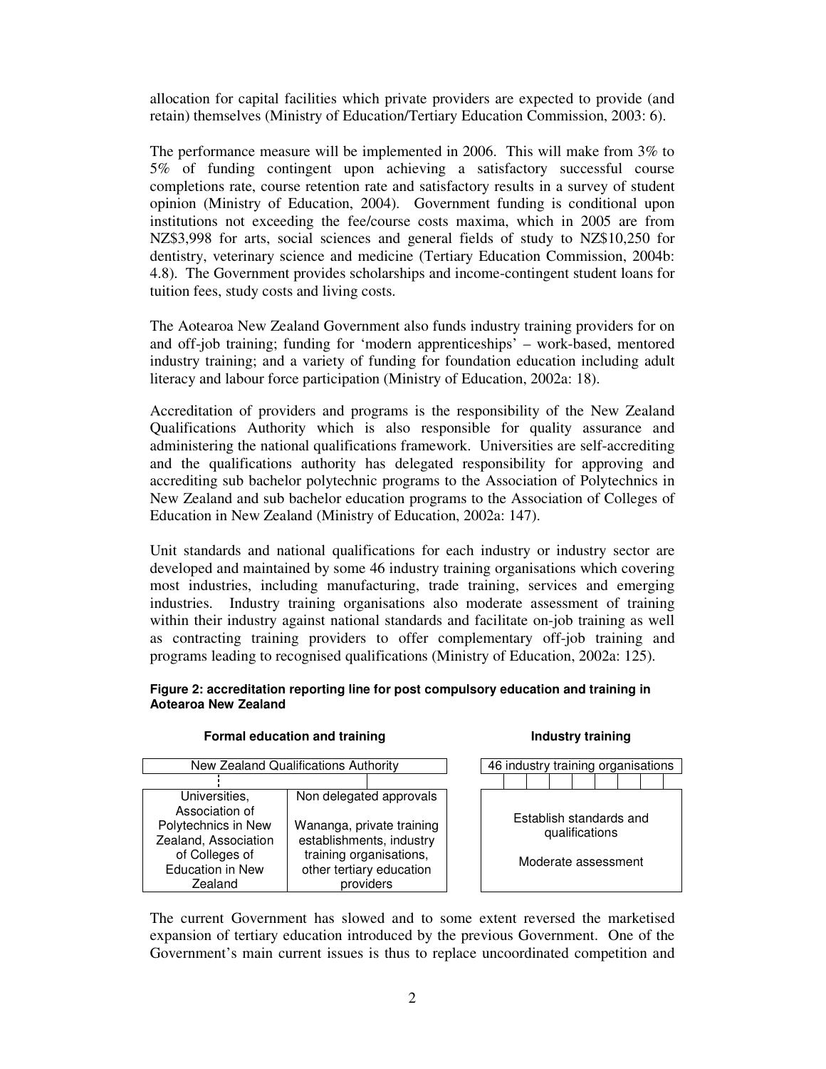allocation for capital facilities which private providers are expected to provide (and retain) themselves (Ministry of Education/Tertiary Education Commission, 2003: 6).

The performance measure will be implemented in 2006. This will make from 3% to 5% of funding contingent upon achieving a satisfactory successful course completions rate, course retention rate and satisfactory results in a survey of student opinion (Ministry of Education, 2004). Government funding is conditional upon institutions not exceeding the fee/course costs maxima, which in 2005 are from NZ$3,998 for arts, social sciences and general fields of study to NZ$10,250 for dentistry, veterinary science and medicine (Tertiary Education Commission, 2004b: 4.8). The Government provides scholarships and income-contingent student loans for tuition fees, study costs and living costs.

The Aotearoa New Zealand Government also funds industry training providers for on and off-job training; funding for 'modern apprenticeships' – work-based, mentored industry training; and a variety of funding for foundation education including adult literacy and labour force participation (Ministry of Education, 2002a: 18).

Accreditation of providers and programs is the responsibility of the New Zealand Qualifications Authority which is also responsible for quality assurance and administering the national qualifications framework. Universities are self-accrediting and the qualifications authority has delegated responsibility for approving and accrediting sub bachelor polytechnic programs to the Association of Polytechnics in New Zealand and sub bachelor education programs to the Association of Colleges of Education in New Zealand (Ministry of Education, 2002a: 147).

Unit standards and national qualifications for each industry or industry sector are developed and maintained by some 46 industry training organisations which covering most industries, including manufacturing, trade training, services and emerging industries. Industry training organisations also moderate assessment of training within their industry against national standards and facilitate on-job training as well as contracting training providers to offer complementary off-job training and programs leading to recognised qualifications (Ministry of Education, 2002a: 125).

**Figure 2: accreditation reporting line for post compulsory education and training in Aotearoa New Zealand**

**Formal education and training**

| New Zealand Qualifications Authority | |
|---|---|
| Universities, Association of Polytechnics in New Zealand, Association of Colleges of Education in New Zealand | Non delegated approvals<br><br>Wananga, private training establishments, industry training organisations, other tertiary education providers |

**Industry training**

| 46 industry training organisations |
|---|
| Establish standards and qualifications<br><br>Moderate assessment |

The current Government has slowed and to some extent reversed the marketised expansion of tertiary education introduced by the previous Government. One of the Government's main current issues is thus to replace uncoordinated competition and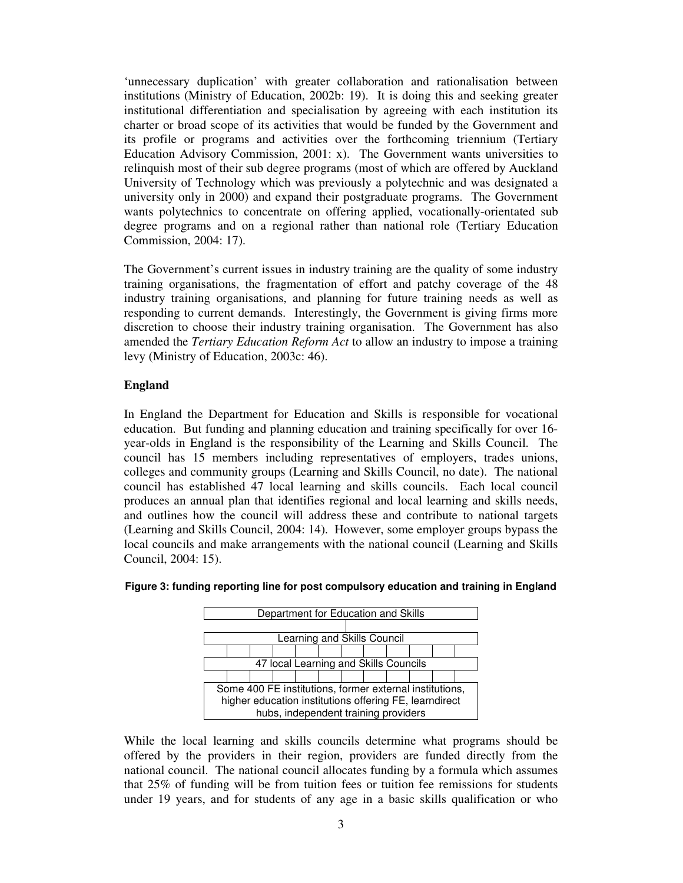'unnecessary duplication' with greater collaboration and rationalisation between institutions (Ministry of Education, 2002b: 19). It is doing this and seeking greater institutional differentiation and specialisation by agreeing with each institution its charter or broad scope of its activities that would be funded by the Government and its profile or programs and activities over the forthcoming triennium (Tertiary Education Advisory Commission, 2001: x). The Government wants universities to relinquish most of their sub degree programs (most of which are offered by Auckland University of Technology which was previously a polytechnic and was designated a university only in 2000) and expand their postgraduate programs. The Government wants polytechnics to concentrate on offering applied, vocationally-orientated sub degree programs and on a regional rather than national role (Tertiary Education Commission, 2004: 17).

The Government's current issues in industry training are the quality of some industry training organisations, the fragmentation of effort and patchy coverage of the 48 industry training organisations, and planning for future training needs as well as responding to current demands. Interestingly, the Government is giving firms more discretion to choose their industry training organisation. The Government has also amended the *Tertiary Education Reform Act* to allow an industry to impose a training levy (Ministry of Education, 2003c: 46).

**England**

In England the Department for Education and Skills is responsible for vocational education. But funding and planning education and training specifically for over 16-year-olds in England is the responsibility of the Learning and Skills Council. The council has 15 members including representatives of employers, trades unions, colleges and community groups (Learning and Skills Council, no date). The national council has established 47 local learning and skills councils. Each local council produces an annual plan that identifies regional and local learning and skills needs, and outlines how the council will address these and contribute to national targets (Learning and Skills Council, 2004: 14). However, some employer groups bypass the local councils and make arrangements with the national council (Learning and Skills Council, 2004: 15).

**Figure 3: funding reporting line for post compulsory education and training in England**

| Department for Education and Skills |
| --- |
| Learning and Skills Council |
| 47 local Learning and Skills Councils |
| Some 400 FE institutions, former external institutions, higher education institutions offering FE, learndirect hubs, independent training providers |

While the local learning and skills councils determine what programs should be offered by the providers in their region, providers are funded directly from the national council. The national council allocates funding by a formula which assumes that 25% of funding will be from tuition fees or tuition fee remissions for students under 19 years, and for students of any age in a basic skills qualification or who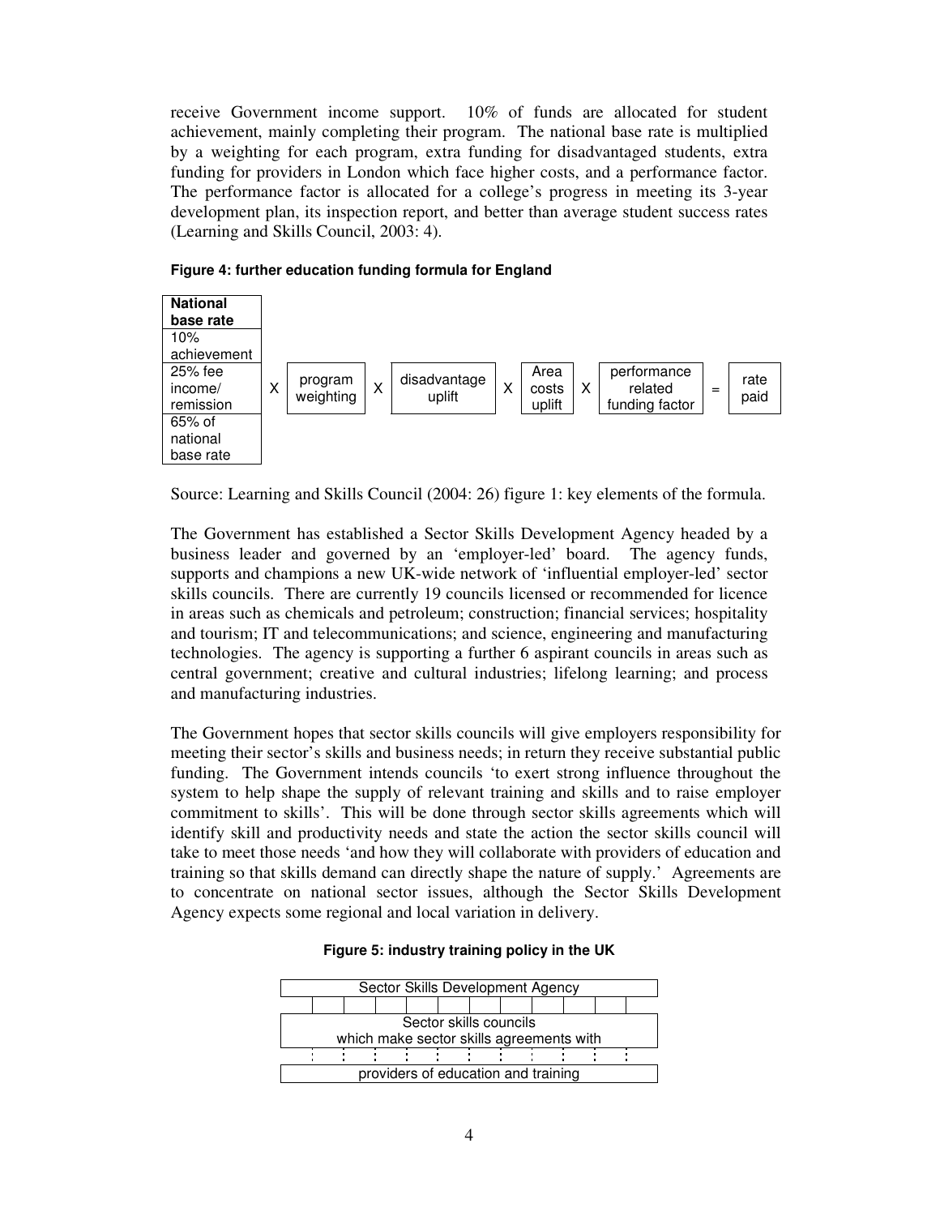receive Government income support. 10% of funds are allocated for student achievement, mainly completing their program. The national base rate is multiplied by a weighting for each program, extra funding for disadvantaged students, extra funding for providers in London which face higher costs, and a performance factor. The performance factor is allocated for a college's progress in meeting its 3-year development plan, its inspection report, and better than average student success rates (Learning and Skills Council, 2003: 4).

**Figure 4: further education funding formula for England**

| **National base rate** | | | | | | | | | | | |
|---|---|---|---|---|---|---|---|---|---|---|---|
| 10% achievement | | | | | | | | | | | |
| 25% fee income/ remission | X | program weighting | X | disadvantage uplift | X | Area costs uplift | X | performance related funding factor | = | rate paid |
| 65% of national base rate | | | | | | | | | | | |

Source: Learning and Skills Council (2004: 26) figure 1: key elements of the formula.

The Government has established a Sector Skills Development Agency headed by a business leader and governed by an 'employer-led' board. The agency funds, supports and champions a new UK-wide network of 'influential employer-led' sector skills councils. There are currently 19 councils licensed or recommended for licence in areas such as chemicals and petroleum; construction; financial services; hospitality and tourism; IT and telecommunications; and science, engineering and manufacturing technologies. The agency is supporting a further 6 aspirant councils in areas such as central government; creative and cultural industries; lifelong learning; and process and manufacturing industries.

The Government hopes that sector skills councils will give employers responsibility for meeting their sector's skills and business needs; in return they receive substantial public funding. The Government intends councils 'to exert strong influence throughout the system to help shape the supply of relevant training and skills and to raise employer commitment to skills'. This will be done through sector skills agreements which will identify skill and productivity needs and state the action the sector skills council will take to meet those needs 'and how they will collaborate with providers of education and training so that skills demand can directly shape the nature of supply.' Agreements are to concentrate on national sector issues, although the Sector Skills Development Agency expects some regional and local variation in delivery.

**Figure 5: industry training policy in the UK**

| Sector Skills Development Agency |
|---|
| Sector skills councils which make sector skills agreements with |
| providers of education and training |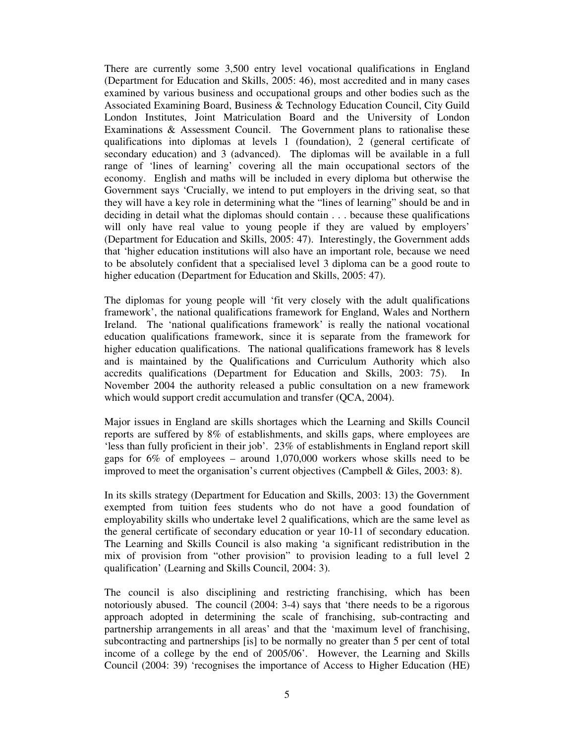There are currently some 3,500 entry level vocational qualifications in England (Department for Education and Skills, 2005: 46), most accredited and in many cases examined by various business and occupational groups and other bodies such as the Associated Examining Board, Business & Technology Education Council, City Guild London Institutes, Joint Matriculation Board and the University of London Examinations & Assessment Council. The Government plans to rationalise these qualifications into diplomas at levels 1 (foundation), 2 (general certificate of secondary education) and 3 (advanced). The diplomas will be available in a full range of 'lines of learning' covering all the main occupational sectors of the economy. English and maths will be included in every diploma but otherwise the Government says 'Crucially, we intend to put employers in the driving seat, so that they will have a key role in determining what the "lines of learning" should be and in deciding in detail what the diplomas should contain . . . because these qualifications will only have real value to young people if they are valued by employers' (Department for Education and Skills, 2005: 47). Interestingly, the Government adds that 'higher education institutions will also have an important role, because we need to be absolutely confident that a specialised level 3 diploma can be a good route to higher education (Department for Education and Skills, 2005: 47).

The diplomas for young people will 'fit very closely with the adult qualifications framework', the national qualifications framework for England, Wales and Northern Ireland. The 'national qualifications framework' is really the national vocational education qualifications framework, since it is separate from the framework for higher education qualifications. The national qualifications framework has 8 levels and is maintained by the Qualifications and Curriculum Authority which also accredits qualifications (Department for Education and Skills, 2003: 75). In November 2004 the authority released a public consultation on a new framework which would support credit accumulation and transfer (QCA, 2004).

Major issues in England are skills shortages which the Learning and Skills Council reports are suffered by 8% of establishments, and skills gaps, where employees are 'less than fully proficient in their job'. 23% of establishments in England report skill gaps for 6% of employees – around 1,070,000 workers whose skills need to be improved to meet the organisation's current objectives (Campbell & Giles, 2003: 8).

In its skills strategy (Department for Education and Skills, 2003: 13) the Government exempted from tuition fees students who do not have a good foundation of employability skills who undertake level 2 qualifications, which are the same level as the general certificate of secondary education or year 10-11 of secondary education. The Learning and Skills Council is also making 'a significant redistribution in the mix of provision from "other provision" to provision leading to a full level 2 qualification' (Learning and Skills Council, 2004: 3).

The council is also disciplining and restricting franchising, which has been notoriously abused. The council (2004: 3-4) says that 'there needs to be a rigorous approach adopted in determining the scale of franchising, sub-contracting and partnership arrangements in all areas' and that the 'maximum level of franchising, subcontracting and partnerships [is] to be normally no greater than 5 per cent of total income of a college by the end of 2005/06'. However, the Learning and Skills Council (2004: 39) 'recognises the importance of Access to Higher Education (HE)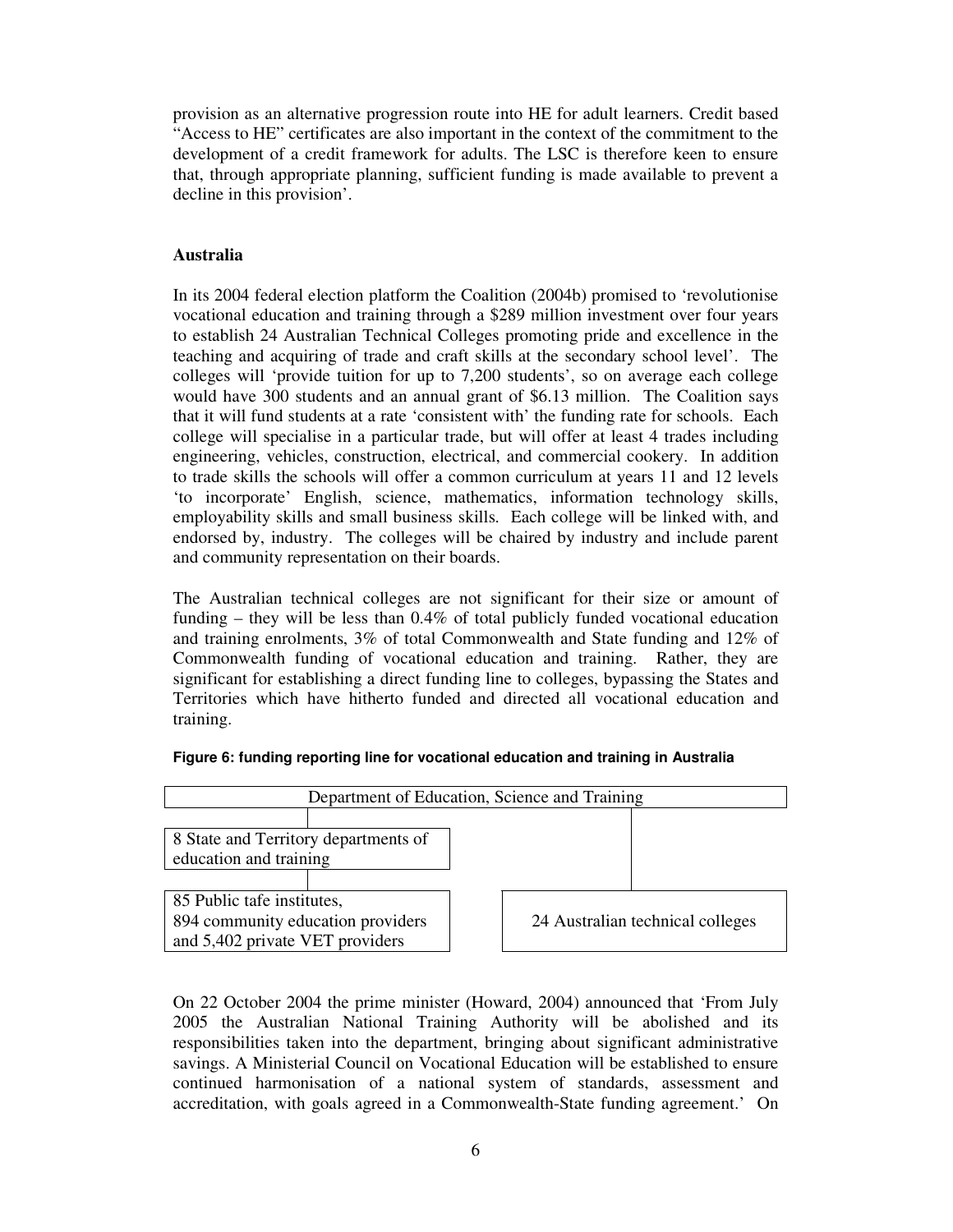provision as an alternative progression route into HE for adult learners. Credit based "Access to HE" certificates are also important in the context of the commitment to the development of a credit framework for adults. The LSC is therefore keen to ensure that, through appropriate planning, sufficient funding is made available to prevent a decline in this provision'.

## Australia

In its 2004 federal election platform the Coalition (2004b) promised to 'revolutionise vocational education and training through a $289 million investment over four years to establish 24 Australian Technical Colleges promoting pride and excellence in the teaching and acquiring of trade and craft skills at the secondary school level'. The colleges will 'provide tuition for up to 7,200 students', so on average each college would have 300 students and an annual grant of $6.13 million. The Coalition says that it will fund students at a rate 'consistent with' the funding rate for schools. Each college will specialise in a particular trade, but will offer at least 4 trades including engineering, vehicles, construction, electrical, and commercial cookery. In addition to trade skills the schools will offer a common curriculum at years 11 and 12 levels 'to incorporate' English, science, mathematics, information technology skills, employability skills and small business skills. Each college will be linked with, and endorsed by, industry. The colleges will be chaired by industry and include parent and community representation on their boards.

The Australian technical colleges are not significant for their size or amount of funding – they will be less than 0.4% of total publicly funded vocational education and training enrolments, 3% of total Commonwealth and State funding and 12% of Commonwealth funding of vocational education and training. Rather, they are significant for establishing a direct funding line to colleges, bypassing the States and Territories which have hitherto funded and directed all vocational education and training.

**Figure 6: funding reporting line for vocational education and training in Australia**

| Department of Education, Science and Training | |
|---|---|
| 8 State and Territory departments of education and training | |
| 85 Public tafe institutes, 894 community education providers and 5,402 private VET providers | 24 Australian technical colleges |

On 22 October 2004 the prime minister (Howard, 2004) announced that 'From July 2005 the Australian National Training Authority will be abolished and its responsibilities taken into the department, bringing about significant administrative savings. A Ministerial Council on Vocational Education will be established to ensure continued harmonisation of a national system of standards, assessment and accreditation, with goals agreed in a Commonwealth-State funding agreement.' On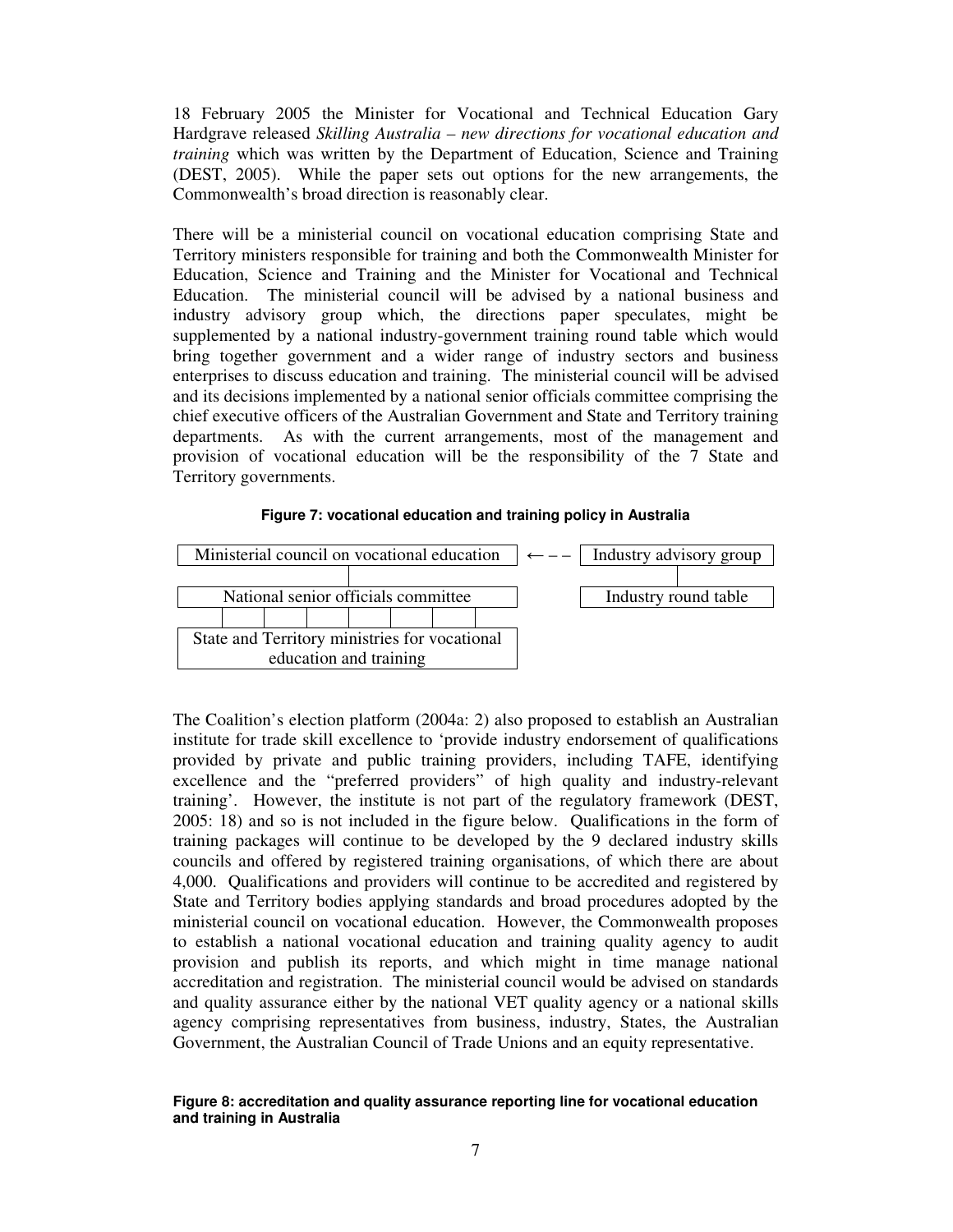18 February 2005 the Minister for Vocational and Technical Education Gary Hardgrave released *Skilling Australia – new directions for vocational education and training* which was written by the Department of Education, Science and Training (DEST, 2005). While the paper sets out options for the new arrangements, the Commonwealth's broad direction is reasonably clear.

There will be a ministerial council on vocational education comprising State and Territory ministers responsible for training and both the Commonwealth Minister for Education, Science and Training and the Minister for Vocational and Technical Education. The ministerial council will be advised by a national business and industry advisory group which, the directions paper speculates, might be supplemented by a national industry-government training round table which would bring together government and a wider range of industry sectors and business enterprises to discuss education and training. The ministerial council will be advised and its decisions implemented by a national senior officials committee comprising the chief executive officers of the Australian Government and State and Territory training departments. As with the current arrangements, most of the management and provision of vocational education will be the responsibility of the 7 State and Territory governments.

**Figure 7: vocational education and training policy in Australia**

| Ministerial council on vocational education | ←– – | Industry advisory group |
|---|---|---|
| National senior officials committee | | Industry round table |
| State and Territory ministries for vocational education and training | | |

The Coalition's election platform (2004a: 2) also proposed to establish an Australian institute for trade skill excellence to 'provide industry endorsement of qualifications provided by private and public training providers, including TAFE, identifying excellence and the "preferred providers" of high quality and industry-relevant training'. However, the institute is not part of the regulatory framework (DEST, 2005: 18) and so is not included in the figure below. Qualifications in the form of training packages will continue to be developed by the 9 declared industry skills councils and offered by registered training organisations, of which there are about 4,000. Qualifications and providers will continue to be accredited and registered by State and Territory bodies applying standards and broad procedures adopted by the ministerial council on vocational education. However, the Commonwealth proposes to establish a national vocational education and training quality agency to audit provision and publish its reports, and which might in time manage national accreditation and registration. The ministerial council would be advised on standards and quality assurance either by the national VET quality agency or a national skills agency comprising representatives from business, industry, States, the Australian Government, the Australian Council of Trade Unions and an equity representative.

**Figure 8: accreditation and quality assurance reporting line for vocational education and training in Australia**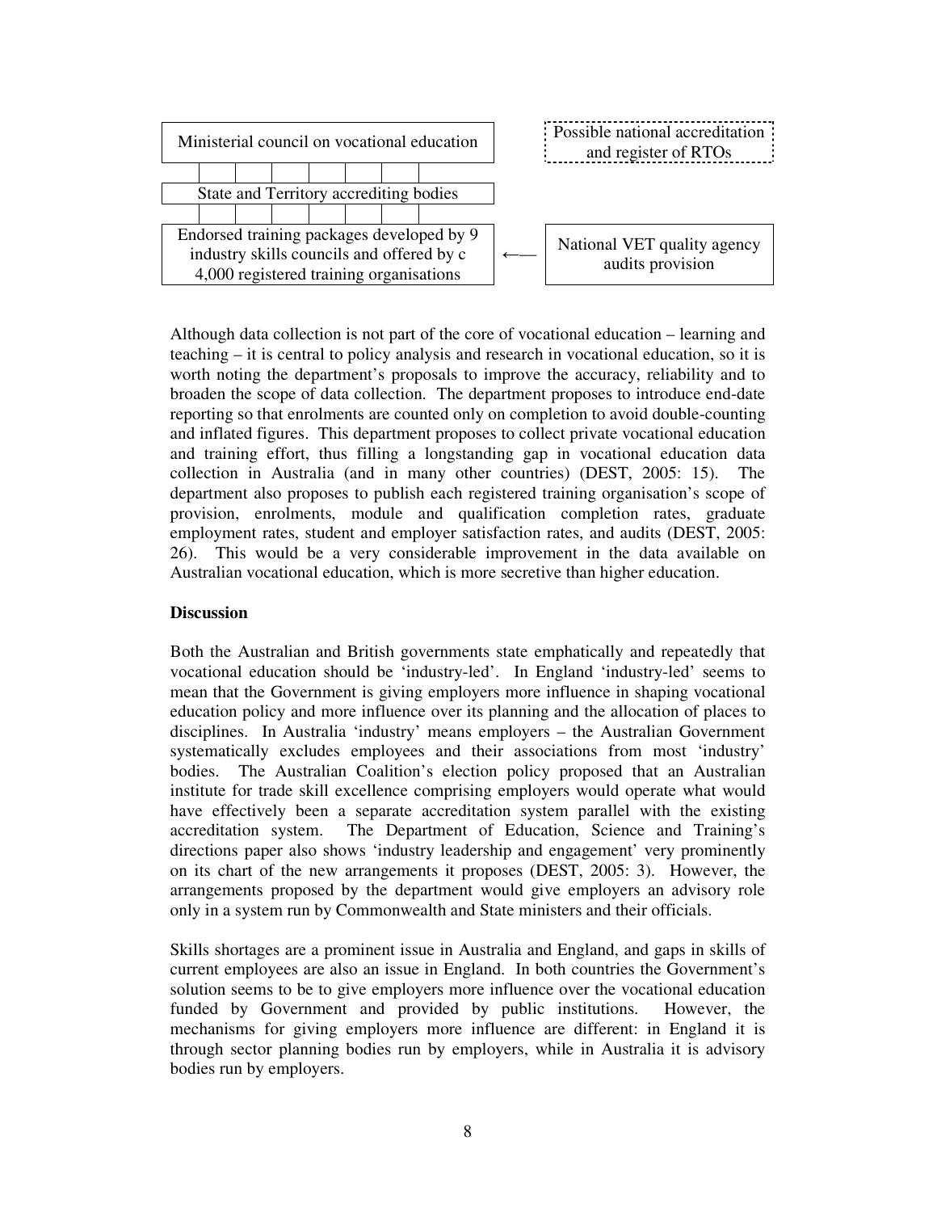| Ministerial council on vocational education | | Possible national accreditation and register of RTOs |
|---|---|---|
| State and Territory accrediting bodies | | |
| Endorsed training packages developed by 9 industry skills councils and offered by c 4,000 registered training organisations | ←— | National VET quality agency audits provision |

Although data collection is not part of the core of vocational education – learning and teaching – it is central to policy analysis and research in vocational education, so it is worth noting the department's proposals to improve the accuracy, reliability and to broaden the scope of data collection. The department proposes to introduce end-date reporting so that enrolments are counted only on completion to avoid double-counting and inflated figures. This department proposes to collect private vocational education and training effort, thus filling a longstanding gap in vocational education data collection in Australia (and in many other countries) (DEST, 2005: 15). The department also proposes to publish each registered training organisation's scope of provision, enrolments, module and qualification completion rates, graduate employment rates, student and employer satisfaction rates, and audits (DEST, 2005: 26). This would be a very considerable improvement in the data available on Australian vocational education, which is more secretive than higher education.

**Discussion**

Both the Australian and British governments state emphatically and repeatedly that vocational education should be 'industry-led'. In England 'industry-led' seems to mean that the Government is giving employers more influence in shaping vocational education policy and more influence over its planning and the allocation of places to disciplines. In Australia 'industry' means employers – the Australian Government systematically excludes employees and their associations from most 'industry' bodies. The Australian Coalition's election policy proposed that an Australian institute for trade skill excellence comprising employers would operate what would have effectively been a separate accreditation system parallel with the existing accreditation system. The Department of Education, Science and Training's directions paper also shows 'industry leadership and engagement' very prominently on its chart of the new arrangements it proposes (DEST, 2005: 3). However, the arrangements proposed by the department would give employers an advisory role only in a system run by Commonwealth and State ministers and their officials.

Skills shortages are a prominent issue in Australia and England, and gaps in skills of current employees are also an issue in England. In both countries the Government's solution seems to be to give employers more influence over the vocational education funded by Government and provided by public institutions. However, the mechanisms for giving employers more influence are different: in England it is through sector planning bodies run by employers, while in Australia it is advisory bodies run by employers.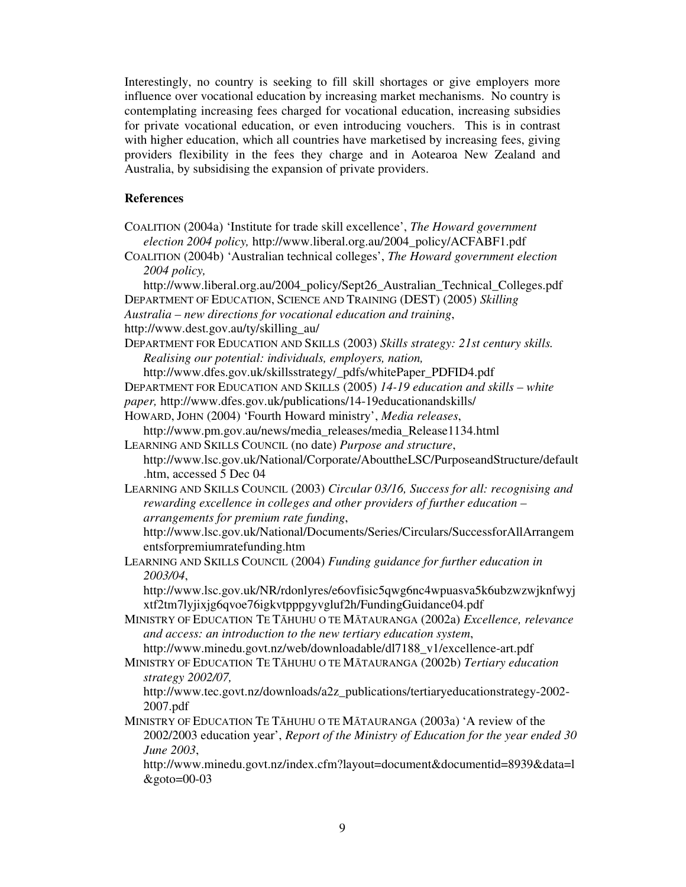Interestingly, no country is seeking to fill skill shortages or give employers more influence over vocational education by increasing market mechanisms. No country is contemplating increasing fees charged for vocational education, increasing subsidies for private vocational education, or even introducing vouchers. This is in contrast with higher education, which all countries have marketised by increasing fees, giving providers flexibility in the fees they charge and in Aotearoa New Zealand and Australia, by subsidising the expansion of private providers.

**References**

COALITION (2004a) 'Institute for trade skill excellence', *The Howard government election 2004 policy,* http://www.liberal.org.au/2004_policy/ACFABF1.pdf

COALITION (2004b) 'Australian technical colleges', *The Howard government election 2004 policy,* http://www.liberal.org.au/2004_policy/Sept26_Australian_Technical_Colleges.pdf

DEPARTMENT OF EDUCATION, SCIENCE AND TRAINING (DEST) (2005) *Skilling Australia – new directions for vocational education and training*, http://www.dest.gov.au/ty/skilling_au/

DEPARTMENT FOR EDUCATION AND SKILLS (2003) *Skills strategy: 21st century skills. Realising our potential: individuals, employers, nation,* http://www.dfes.gov.uk/skillsstrategy/_pdfs/whitePaper_PDFID4.pdf

DEPARTMENT FOR EDUCATION AND SKILLS (2005) *14-19 education and skills – white paper,* http://www.dfes.gov.uk/publications/14-19educationandskills/

HOWARD, JOHN (2004) 'Fourth Howard ministry', *Media releases*, http://www.pm.gov.au/news/media_releases/media_Release1134.html

LEARNING AND SKILLS COUNCIL (no date) *Purpose and structure*, http://www.lsc.gov.uk/National/Corporate/AbouttheLSC/PurposeandStructure/default.htm, accessed 5 Dec 04

LEARNING AND SKILLS COUNCIL (2003) *Circular 03/16, Success for all: recognising and rewarding excellence in colleges and other providers of further education – arrangements for premium rate funding*, http://www.lsc.gov.uk/National/Documents/Series/Circulars/SuccessforAllArrangementsforpremiumratefunding.htm

LEARNING AND SKILLS COUNCIL (2004) *Funding guidance for further education in 2003/04*, http://www.lsc.gov.uk/NR/rdonlyres/e6ovfisic5qwg6nc4wpuasva5k6ubzwzwjknfwyjxtf2tm7lyjixjg6qvoe76igkvtpppgyvgluf2h/FundingGuidance04.pdf

MINISTRY OF EDUCATION TE TĀHUHU O TE MĀTAURANGA (2002a) *Excellence, relevance and access: an introduction to the new tertiary education system*, http://www.minedu.govt.nz/web/downloadable/dl7188_v1/excellence-art.pdf

MINISTRY OF EDUCATION TE TĀHUHU O TE MĀTAURANGA (2002b) *Tertiary education strategy 2002/07,* http://www.tec.govt.nz/downloads/a2z_publications/tertiaryeducationstrategy-2002-2007.pdf

MINISTRY OF EDUCATION TE TĀHUHU O TE MĀTAURANGA (2003a) 'A review of the 2002/2003 education year', *Report of the Ministry of Education for the year ended 30 June 2003*, http://www.minedu.govt.nz/index.cfm?layout=document&documentid=8939&data=l&goto=00-03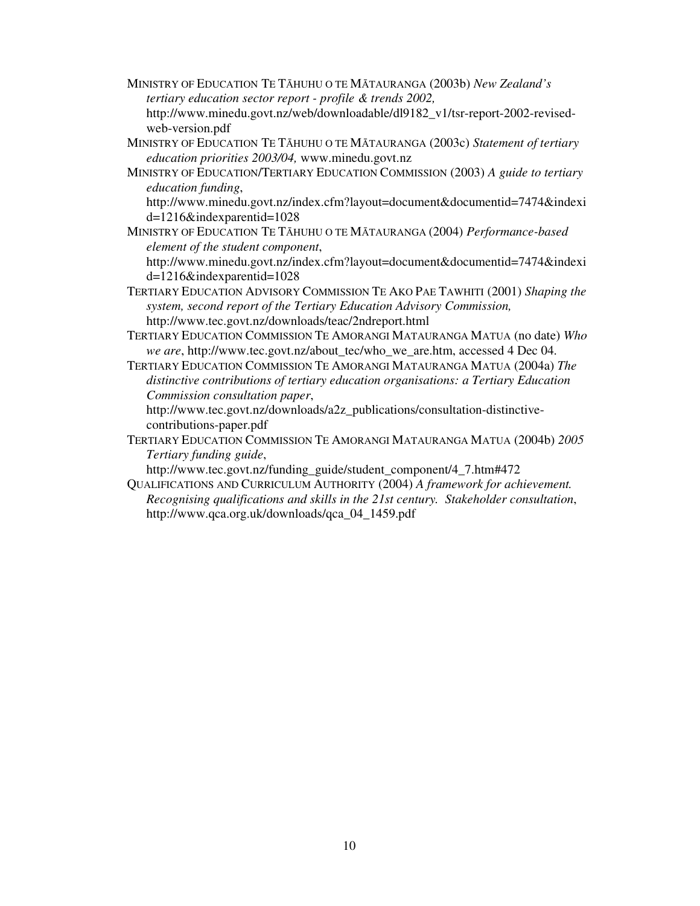MINISTRY OF EDUCATION TE TĀHUHU O TE MĀTAURANGA (2003b) *New Zealand's tertiary education sector report - profile & trends 2002,* http://www.minedu.govt.nz/web/downloadable/dl9182_v1/tsr-report-2002-revised-web-version.pdf

MINISTRY OF EDUCATION TE TĀHUHU O TE MĀTAURANGA (2003c) *Statement of tertiary education priorities 2003/04,* www.minedu.govt.nz

MINISTRY OF EDUCATION/TERTIARY EDUCATION COMMISSION (2003) *A guide to tertiary education funding*, http://www.minedu.govt.nz/index.cfm?layout=document&documentid=7474&indexid=1216&indexparentid=1028

MINISTRY OF EDUCATION TE TĀHUHU O TE MĀTAURANGA (2004) *Performance-based element of the student component*, http://www.minedu.govt.nz/index.cfm?layout=document&documentid=7474&indexid=1216&indexparentid=1028

TERTIARY EDUCATION ADVISORY COMMISSION TE AKO PAE TAWHITI (2001) *Shaping the system, second report of the Tertiary Education Advisory Commission,* http://www.tec.govt.nz/downloads/teac/2ndreport.html

TERTIARY EDUCATION COMMISSION TE AMORANGI MATAURANGA MATUA (no date) *Who we are*, http://www.tec.govt.nz/about_tec/who_we_are.htm, accessed 4 Dec 04.

TERTIARY EDUCATION COMMISSION TE AMORANGI MATAURANGA MATUA (2004a) *The distinctive contributions of tertiary education organisations: a Tertiary Education Commission consultation paper*, http://www.tec.govt.nz/downloads/a2z_publications/consultation-distinctive-contributions-paper.pdf

TERTIARY EDUCATION COMMISSION TE AMORANGI MATAURANGA MATUA (2004b) *2005 Tertiary funding guide*, http://www.tec.govt.nz/funding_guide/student_component/4_7.htm#472

QUALIFICATIONS AND CURRICULUM AUTHORITY (2004) *A framework for achievement. Recognising qualifications and skills in the 21st century. Stakeholder consultation*, http://www.qca.org.uk/downloads/qca_04_1459.pdf